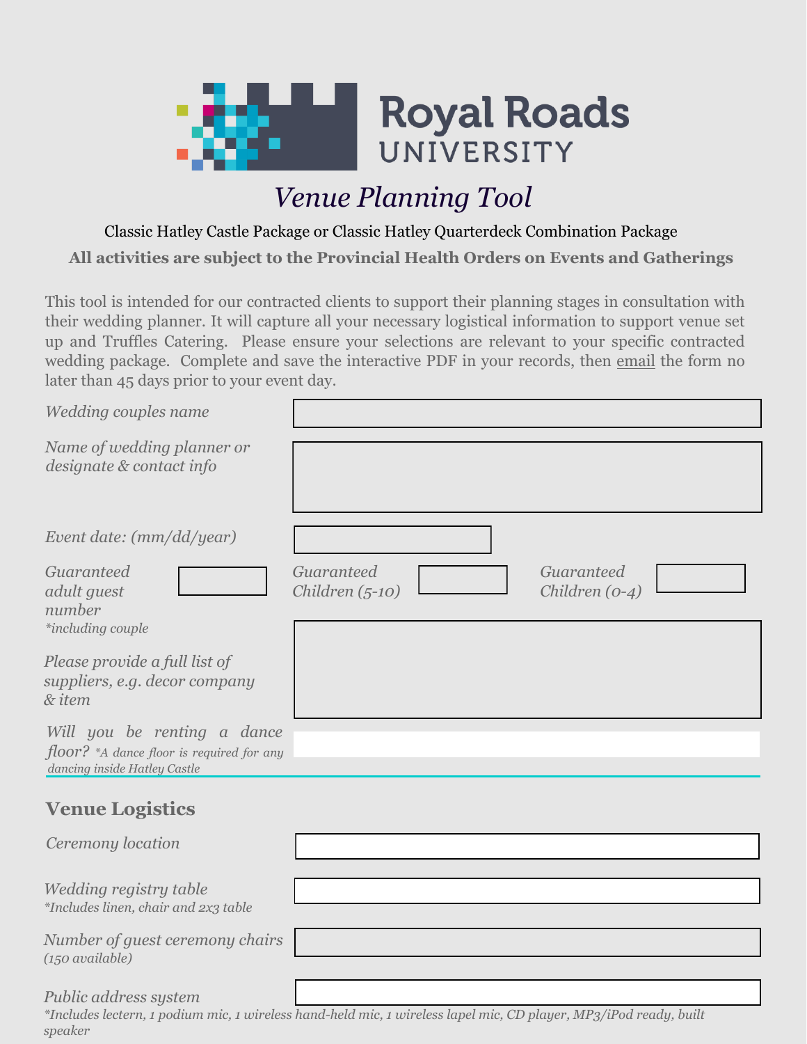Royal Roads UNIVERSITY

# *Venue Planning Tool*

Classic Hatley Castle Package or Classic Hatley Quarterdeck Combination Package

**All activities are subject to the Provincial Health Orders on Events and Gatherings**

This tool is intended for our contracted clients to support their planning stages in consultation with their wedding planner. It will capture all your necessary logistical information to support venue set up and Truffles Catering. Please ensure your selections are relevant to your specific contracted wedding package. Complete and save the interactive PDF in your records, then email the form no later than 45 days prior to your event day.

*Wedding couples name*

*Name of wedding planner or designate & contact info*

*Event date: (mm/dd/year)*

*Guaranteed adult guest number*
*\*including couple*

*Guaranteed Children (5-10)*

*Guaranteed Children (0-4)*

*Please provide a full list of suppliers, e.g. decor company & item*

*Will you be renting a dance floor? \*A dance floor is required for any dancing inside Hatley Castle*

## Venue Logistics

*Ceremony location*

*Wedding registry table*
*\*Includes linen, chair and 2x3 table*

*Number of guest ceremony chairs*
*(150 available)*

*Public address system*
*\*Includes lectern, 1 podium mic, 1 wireless hand-held mic, 1 wireless lapel mic, CD player, MP3/iPod ready, built speaker*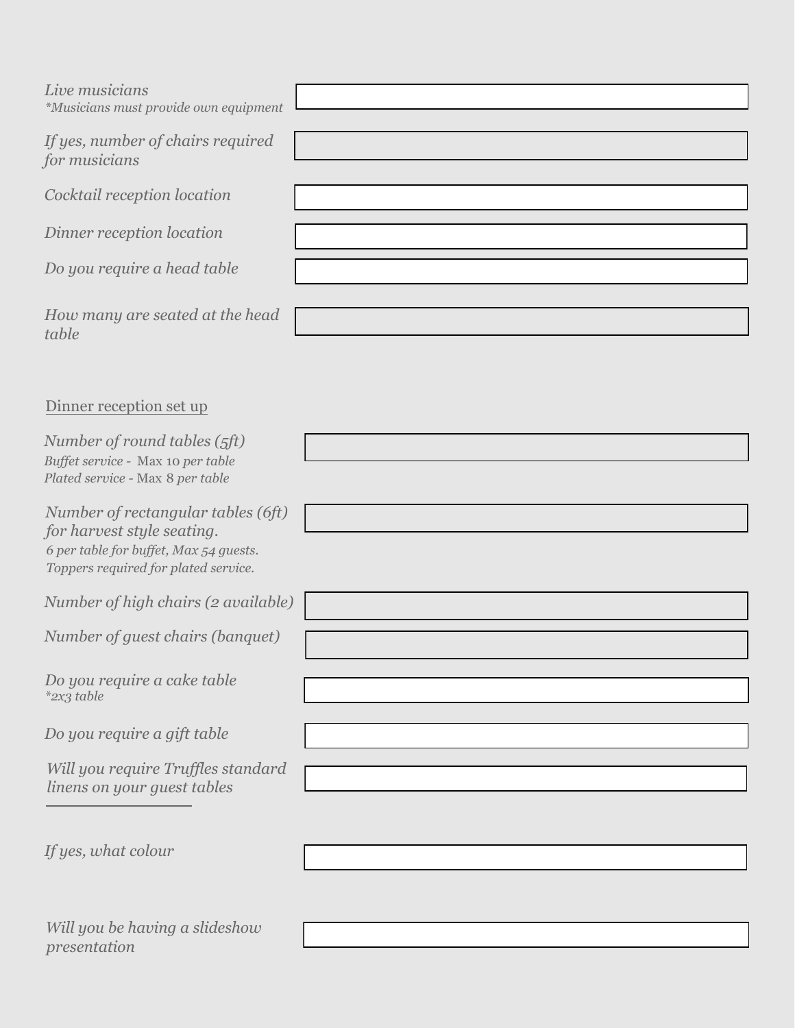*Live musicians*
*\*Musicians must provide own equipment*

*If yes, number of chairs required for musicians*

*Cocktail reception location*

*Dinner reception location*

*Do you require a head table*

*How many are seated at the head table*

Dinner reception set up

*Number of round tables (5ft)*
*Buffet service - Max 10 per table*
*Plated service - Max 8 per table*

*Number of rectangular tables (6ft) for harvest style seating.*
*6 per table for buffet, Max 54 guests.*
*Toppers required for plated service.*

*Number of high chairs (2 available)*

*Number of guest chairs (banquet)*

*Do you require a cake table*
*\*2x3 table*

*Do you require a gift table*

*Will you require Truffles standard linens on your guest tables*

*If yes, what colour*

*Will you be having a slideshow presentation*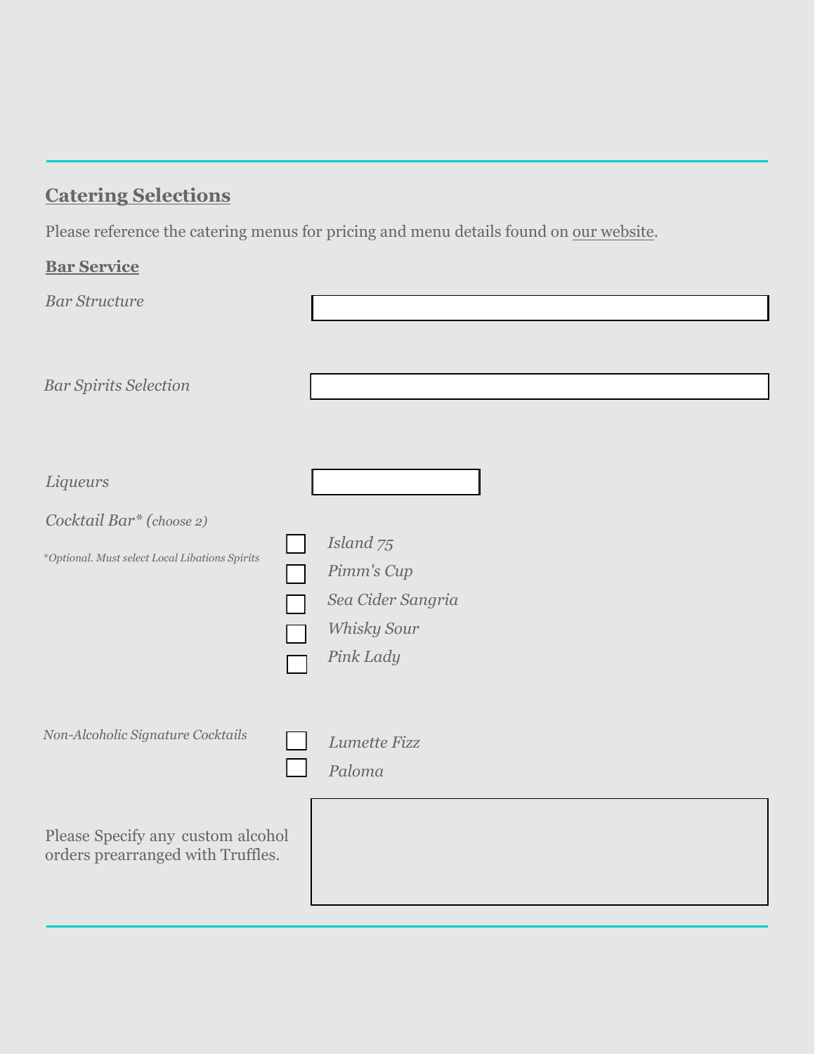## Catering Selections

Please reference the catering menus for pricing and menu details found on our website.

### Bar Service

*Bar Structure*

*Bar Spirits Selection*

*Liqueurs*

*Cocktail Bar\* (choose 2)*

*\*Optional. Must select Local Libations Spirits*

- [ ] *Island 75*
- [ ] *Pimm's Cup*
- [ ] *Sea Cider Sangria*
- [ ] *Whisky Sour*
- [ ] *Pink Lady*

*Non-Alcoholic Signature Cocktails*

- [ ] *Lumette Fizz*
- [ ] *Paloma*

Please Specify any custom alcohol orders prearranged with Truffles.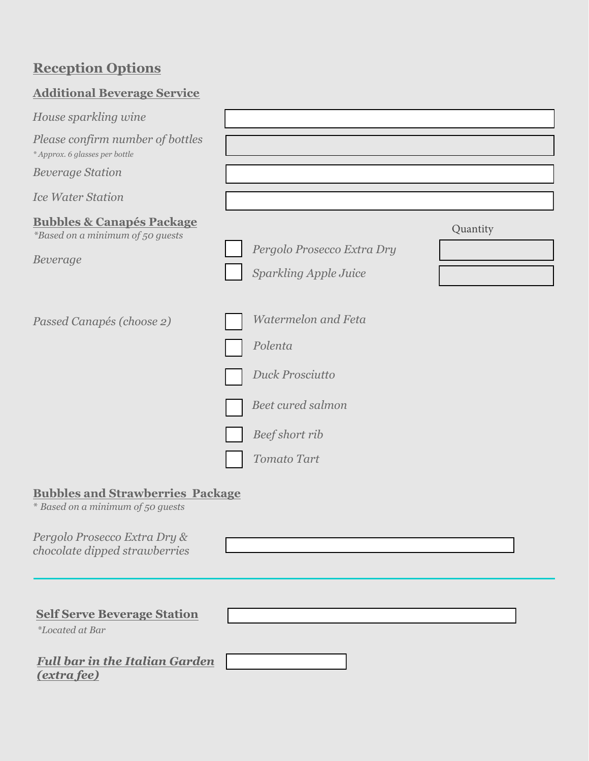## Reception Options

### Additional Beverage Service

*House sparkling wine* ______

*Please confirm number of bottles* ______
*\* Approx. 6 glasses per bottle*

*Beverage Station* ______

*Ice Water Station* ______

### Bubbles & Canapés Package

*\*Based on a minimum of 50 guests*

*Beverage*

| | Item | Quantity |
|---|---|---|
| ☐ | *Pergolo Prosecco Extra Dry* | |
| ☐ | *Sparkling Apple Juice* | |

*Passed Canapés (choose 2)*

- ☐ *Watermelon and Feta*
- ☐ *Polenta*
- ☐ *Duck Prosciutto*
- ☐ *Beet cured salmon*
- ☐ *Beef short rib*
- ☐ *Tomato Tart*

### Bubbles and Strawberries Package

*\* Based on a minimum of 50 guests*

*Pergolo Prosecco Extra Dry & chocolate dipped strawberries* ______

---

**Self Serve Beverage Station** ______
*\*Located at Bar*

***Full bar in the Italian Garden (extra fee)*** ______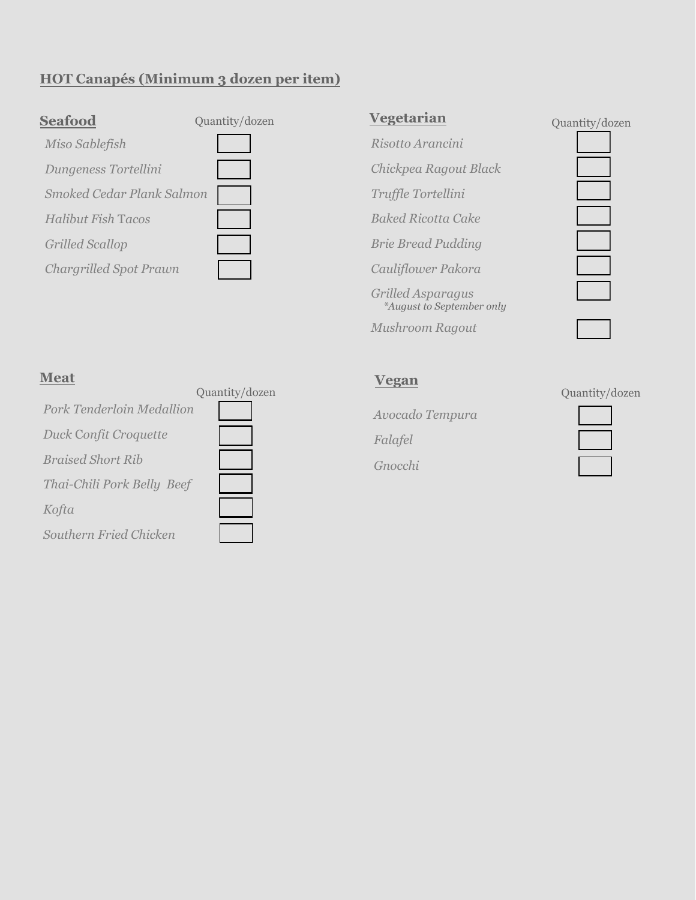## HOT Canapés (Minimum 3 dozen per item)

### Seafood

| Item | Quantity/dozen |
|---|---|
| *Miso Sablefish* | |
| *Dungeness Tortellini* | |
| *Smoked Cedar Plank Salmon* | |
| *Halibut Fish* Tacos | |
| *Grilled Scallop* | |
| *Chargrilled Spot Prawn* | |

### Vegetarian

| Item | Quantity/dozen |
|---|---|
| *Risotto Arancini* | |
| *Chickpea Ragout Black* | |
| *Truffle Tortellini* | |
| *Baked Ricotta Cake* | |
| *Brie Bread Pudding* | |
| *Cauliflower Pakora* | |
| *Grilled Asparagus* *\*August to September only* | |
| *Mushroom Ragout* | |

### Meat

| Item | Quantity/dozen |
|---|---|
| *Pork Tenderloin Medallion* | |
| *Duck Confit Croquette* | |
| *Braised Short Rib* | |
| *Thai-Chili Pork Belly Beef* | |
| *Kofta* | |
| *Southern Fried Chicken* | |

### Vegan

| Item | Quantity/dozen |
|---|---|
| *Avocado Tempura* | |
| *Falafel* | |
| *Gnocchi* | |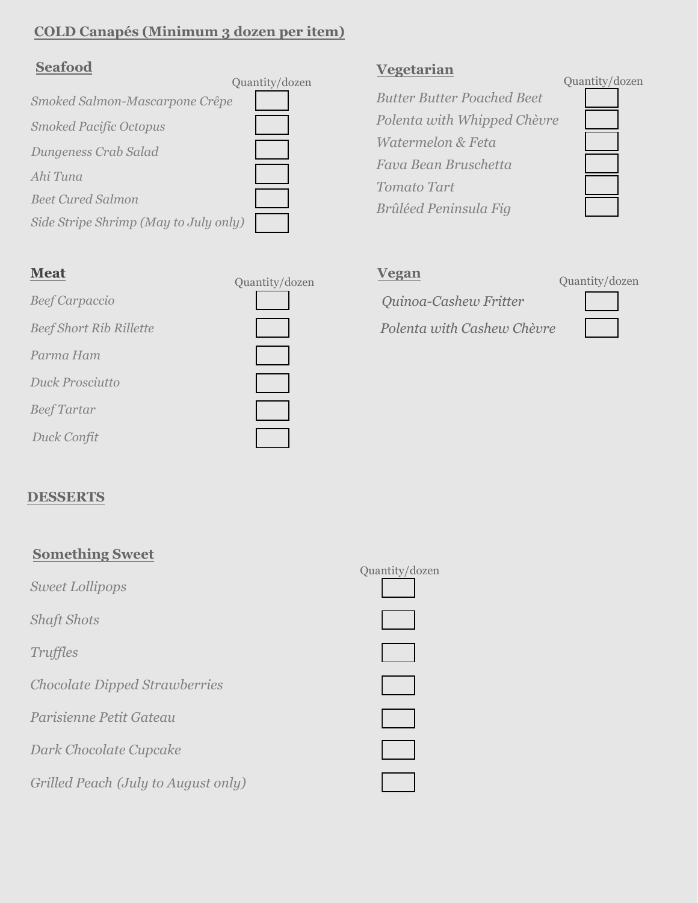## COLD Canapés (Minimum 3 dozen per item)

### Seafood

| Item | Quantity/dozen |
|---|---|
| *Smoked Salmon-Mascarpone Crêpe* | |
| *Smoked Pacific Octopus* | |
| *Dungeness Crab Salad* | |
| *Ahi Tuna* | |
| *Beet Cured Salmon* | |
| *Side Stripe Shrimp (May to July only)* | |

### Vegetarian

| Item | Quantity/dozen |
|---|---|
| *Butter Butter Poached Beet* | |
| *Polenta with Whipped Chèvre* | |
| *Watermelon & Feta* | |
| *Fava Bean Bruschetta* | |
| *Tomato Tart* | |
| *Brûléed Peninsula Fig* | |

### Meat

| Item | Quantity/dozen |
|---|---|
| *Beef Carpaccio* | |
| *Beef Short Rib Rillette* | |
| *Parma Ham* | |
| *Duck Prosciutto* | |
| *Beef Tartar* | |
| *Duck Confit* | |

### Vegan

| Item | Quantity/dozen |
|---|---|
| *Quinoa-Cashew Fritter* | |
| *Polenta with Cashew Chèvre* | |

## DESSERTS

### Something Sweet

| Item | Quantity/dozen |
|---|---|
| *Sweet Lollipops* | |
| *Shaft Shots* | |
| *Truffles* | |
| *Chocolate Dipped Strawberries* | |
| *Parisienne Petit Gateau* | |
| *Dark Chocolate Cupcake* | |
| *Grilled Peach (July to August only)* | |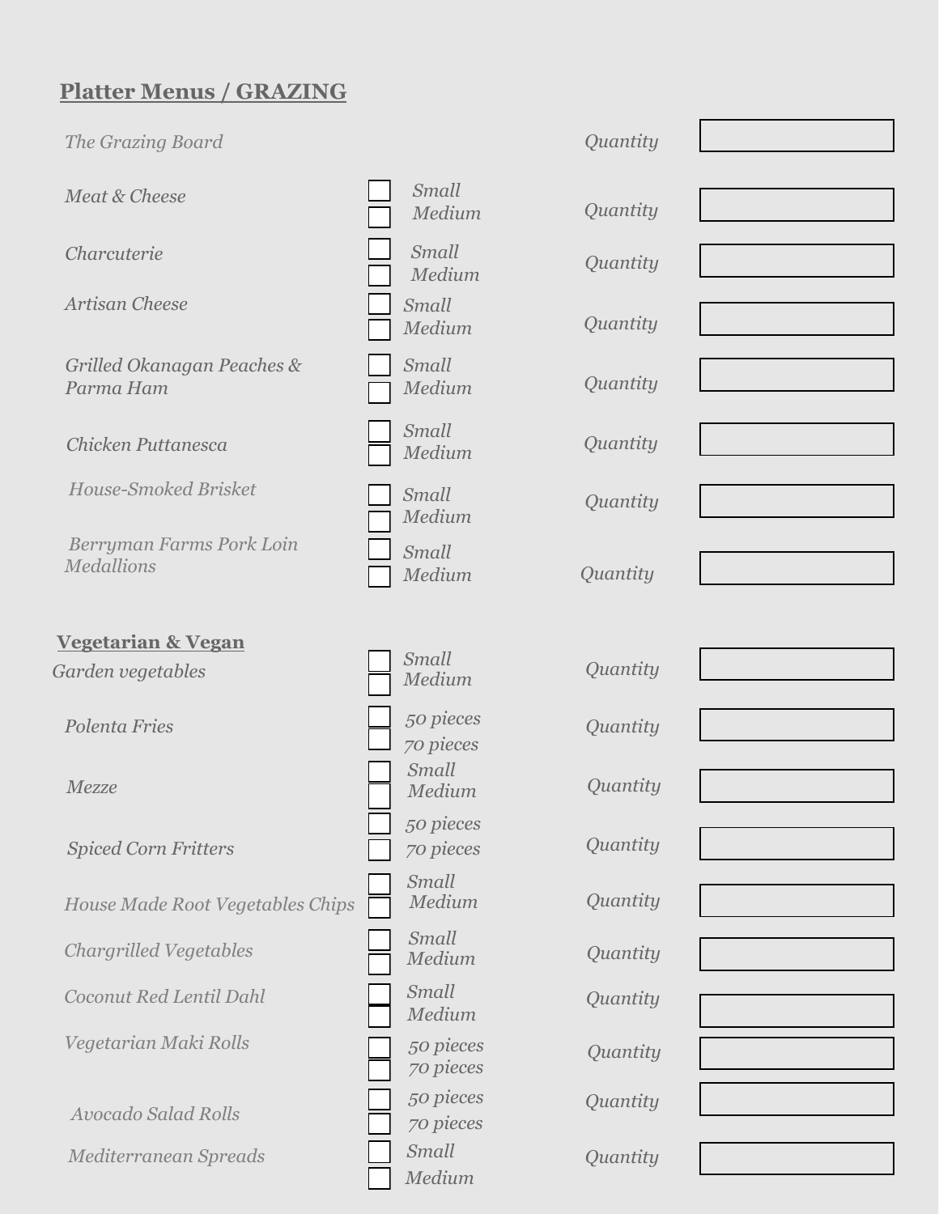## Platter Menus / GRAZING

| Item | Size | | Quantity |
|---|---|---|---|
| *The Grazing Board* | | *Quantity* | |
| *Meat & Cheese* | ☐ *Small* ☐ *Medium* | *Quantity* | |
| *Charcuterie* | ☐ *Small* ☐ *Medium* | *Quantity* | |
| *Artisan Cheese* | ☐ *Small* ☐ *Medium* | *Quantity* | |
| *Grilled Okanagan Peaches & Parma Ham* | ☐ *Small* ☐ *Medium* | *Quantity* | |
| *Chicken Puttanesca* | ☐ *Small* ☐ *Medium* | *Quantity* | |
| *House-Smoked Brisket* | ☐ *Small* ☐ *Medium* | *Quantity* | |
| *Berryman Farms Pork Loin Medallions* | ☐ *Small* ☐ *Medium* | *Quantity* | |

## Vegetarian & Vegan

| Item | Size | | Quantity |
|---|---|---|---|
| *Garden vegetables* | ☐ *Small* ☐ *Medium* | *Quantity* | |
| *Polenta Fries* | ☐ *50 pieces* ☐ *70 pieces* | *Quantity* | |
| *Mezze* | ☐ *Small* ☐ *Medium* | *Quantity* | |
| *Spiced Corn Fritters* | ☐ *50 pieces* ☐ *70 pieces* | *Quantity* | |
| *House Made Root Vegetables Chips* | ☐ *Small* ☐ *Medium* | *Quantity* | |
| *Chargrilled Vegetables* | ☐ *Small* ☐ *Medium* | *Quantity* | |
| *Coconut Red Lentil Dahl* | ☐ *Small* ☐ *Medium* | *Quantity* | |
| *Vegetarian Maki Rolls* | ☐ *50 pieces* ☐ *70 pieces* | *Quantity* | |
| *Avocado Salad Rolls* | ☐ *50 pieces* ☐ *70 pieces* | *Quantity* | |
| *Mediterranean Spreads* | ☐ *Small* ☐ *Medium* | *Quantity* | |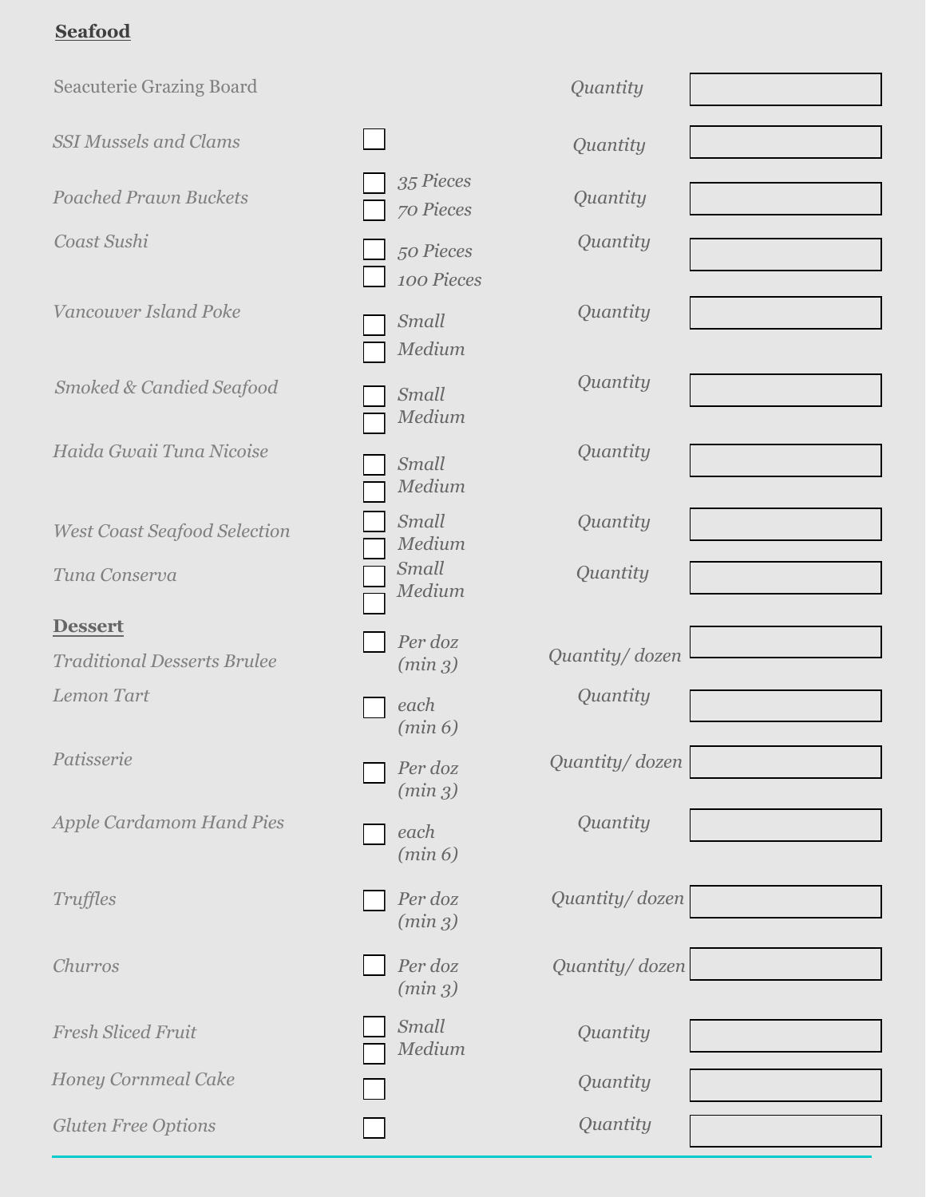## Seafood

| Item | Options | | Quantity |
|---|---|---|---|
| Seacuterie Grazing Board | | Quantity | |
| *SSI Mussels and Clams* | ☐ | *Quantity* | |
| *Poached Prawn Buckets* | ☐ *35 Pieces*<br>☐ *70 Pieces* | *Quantity* | |
| *Coast Sushi* | ☐ *50 Pieces*<br>☐ *100 Pieces* | *Quantity* | |
| *Vancouver Island Poke* | ☐ *Small*<br>☐ *Medium* | *Quantity* | |
| *Smoked & Candied Seafood* | ☐ *Small*<br>☐ *Medium* | *Quantity* | |
| *Haida Gwaii Tuna Nicoise* | ☐ *Small*<br>☐ *Medium* | *Quantity* | |
| *West Coast Seafood Selection* | ☐ *Small*<br>☐ *Medium* | *Quantity* | |
| *Tuna Conserva* | ☐ *Small*<br>☐ *Medium* | *Quantity* | |

## Dessert

| Item | Options | | Quantity |
|---|---|---|---|
| *Traditional Desserts Brulee* | ☐ *Per doz (min 3)* | *Quantity/ dozen* | |
| *Lemon Tart* | ☐ *each (min 6)* | *Quantity* | |
| *Patisserie* | ☐ *Per doz (min 3)* | *Quantity/ dozen* | |
| *Apple Cardamom Hand Pies* | ☐ *each (min 6)* | *Quantity* | |
| *Truffles* | ☐ *Per doz (min 3)* | *Quantity/ dozen* | |
| *Churros* | ☐ *Per doz (min 3)* | *Quantity/ dozen* | |
| *Fresh Sliced Fruit* | ☐ *Small*<br>☐ *Medium* | *Quantity* | |
| *Honey Cornmeal Cake* | ☐ | *Quantity* | |
| *Gluten Free Options* | ☐ | *Quantity* | |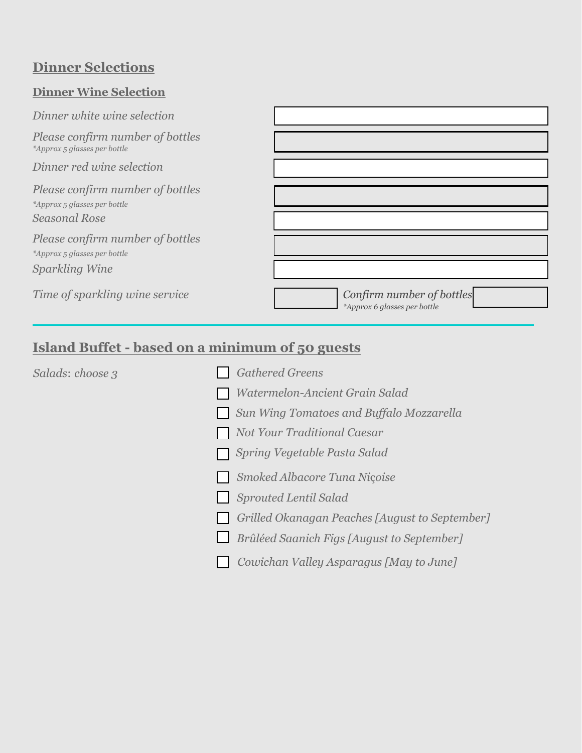## Dinner Selections

### Dinner Wine Selection

*Dinner white wine selection*

*Please confirm number of bottles*
*\*Approx 5 glasses per bottle*

*Dinner red wine selection*

*Please confirm number of bottles*
*\*Approx 5 glasses per bottle*

*Seasonal Rose*

*Please confirm number of bottles*
*\*Approx 5 glasses per bottle*

*Sparkling Wine*

*Time of sparkling wine service*

*Confirm number of bottles*
*\*Approx 6 glasses per bottle*

---

## Island Buffet - based on a minimum of 50 guests

*Salads: choose 3*

- ☐ *Gathered Greens*
- ☐ *Watermelon-Ancient Grain Salad*
- ☐ *Sun Wing Tomatoes and Buffalo Mozzarella*
- ☐ *Not Your Traditional Caesar*
- ☐ *Spring Vegetable Pasta Salad*
- ☐ *Smoked Albacore Tuna Niçoise*
- ☐ *Sprouted Lentil Salad*
- ☐ *Grilled Okanagan Peaches [August to September]*
- ☐ *Brûléed Saanich Figs [August to September]*
- ☐ *Cowichan Valley Asparagus [May to June]*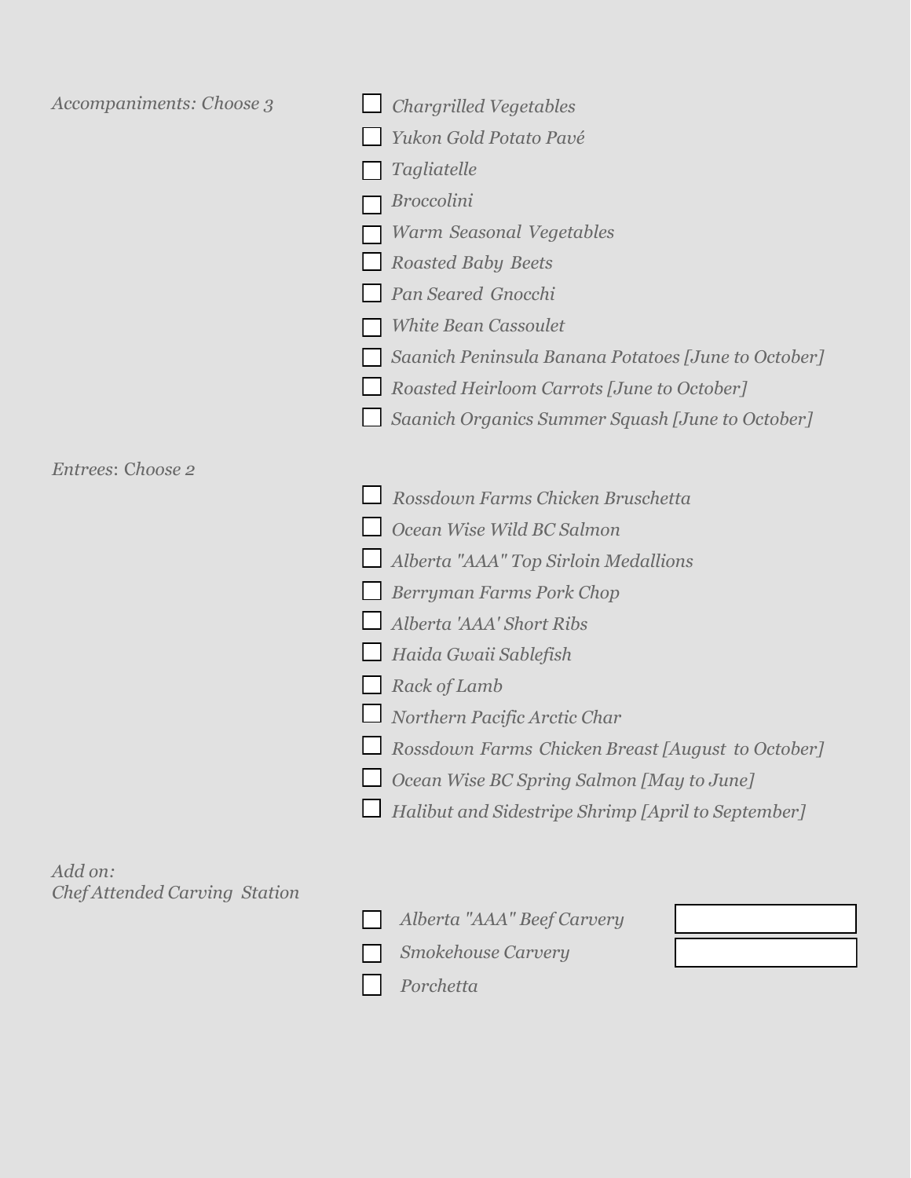*Accompaniments: Choose 3*

- ☐ *Chargrilled Vegetables*
- ☐ *Yukon Gold Potato Pavé*
- ☐ *Tagliatelle*
- ☐ *Broccolini*
- ☐ *Warm Seasonal Vegetables*
- ☐ *Roasted Baby Beets*
- ☐ *Pan Seared Gnocchi*
- ☐ *White Bean Cassoulet*
- ☐ *Saanich Peninsula Banana Potatoes [June to October]*
- ☐ *Roasted Heirloom Carrots [June to October]*
- ☐ *Saanich Organics Summer Squash [June to October]*

*Entrees: Choose 2*

- ☐ *Rossdown Farms Chicken Bruschetta*
- ☐ *Ocean Wise Wild BC Salmon*
- ☐ *Alberta "AAA" Top Sirloin Medallions*
- ☐ *Berryman Farms Pork Chop*
- ☐ *Alberta 'AAA' Short Ribs*
- ☐ *Haida Gwaii Sablefish*
- ☐ *Rack of Lamb*
- ☐ *Northern Pacific Arctic Char*
- ☐ *Rossdown Farms Chicken Breast [August to October]*
- ☐ *Ocean Wise BC Spring Salmon [May to June]*
- ☐ *Halibut and Sidestripe Shrimp [April to September]*

*Add on:*
*Chef Attended Carving Station*

- ☐ *Alberta "AAA" Beef Carvery* ________
- ☐ *Smokehouse Carvery* ________
- ☐ *Porchetta*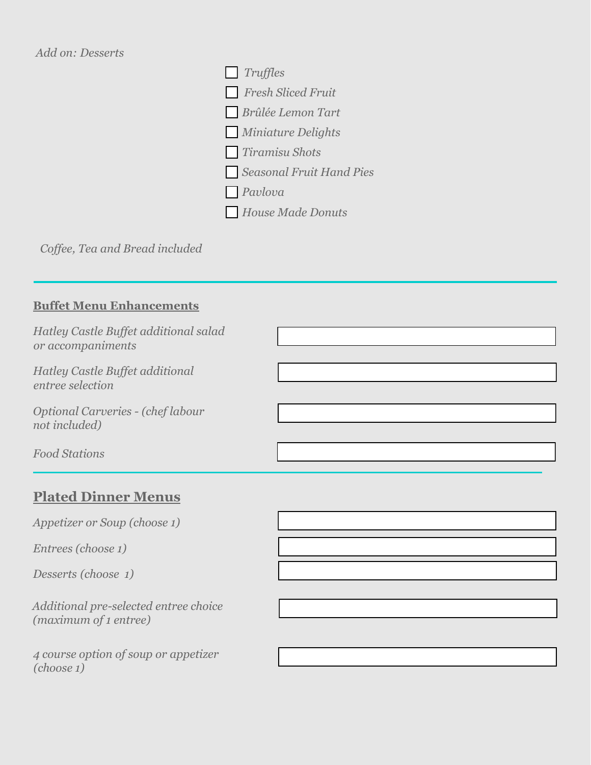*Add on: Desserts*

- [ ] *Truffles*
- [ ] *Fresh Sliced Fruit*
- [ ] *Brûlée Lemon Tart*
- [ ] *Miniature Delights*
- [ ] *Tiramisu Shots*
- [ ] *Seasonal Fruit Hand Pies*
- [ ] *Pavlova*
- [ ] *House Made Donuts*

*Coffee, Tea and Bread included*

---

## Buffet Menu Enhancements

| | |
|---|---|
| *Hatley Castle Buffet additional salad or accompaniments* | |
| *Hatley Castle Buffet additional entree selection* | |
| *Optional Carveries - (chef labour not included)* | |
| *Food Stations* | |

---

## Plated Dinner Menus

| | |
|---|---|
| *Appetizer or Soup (choose 1)* | |
| *Entrees (choose 1)* | |
| *Desserts (choose 1)* | |
| *Additional pre-selected entree choice (maximum of 1 entree)* | |
| *4 course option of soup or appetizer (choose 1)* | |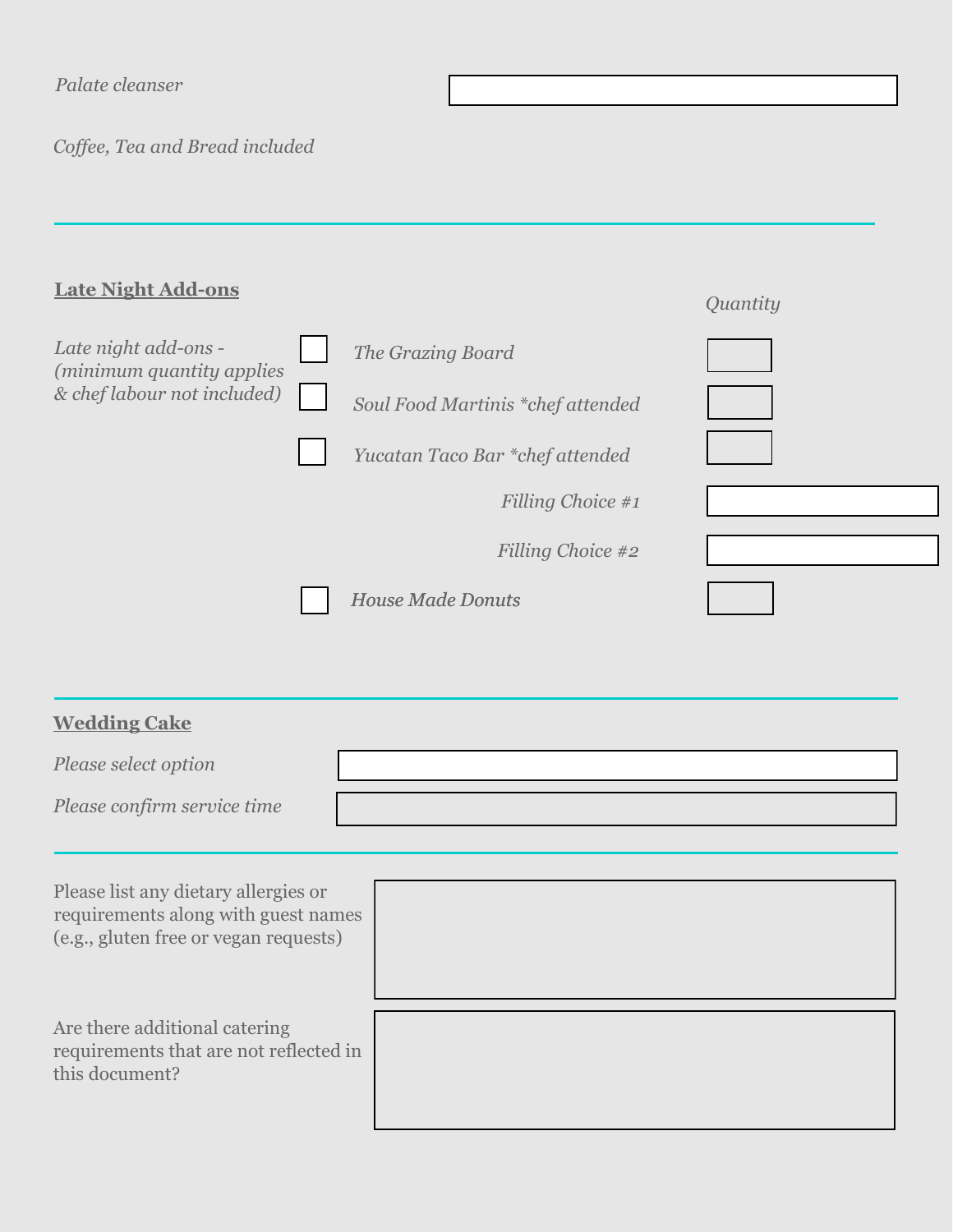*Palate cleanser*

*Coffee, Tea and Bread included*

---

## Late Night Add-ons

*Late night add-ons - (minimum quantity applies & chef labour not included)*

| | | Quantity |
|---|---|---|
| ☐ | *The Grazing Board* | |
| ☐ | *Soul Food Martinis *chef attended* | |
| ☐ | *Yucatan Taco Bar *chef attended* | |
| | *Filling Choice #1* | |
| | *Filling Choice #2* | |
| ☐ | *House Made Donuts* | |

---

## Wedding Cake

*Please select option*

*Please confirm service time*

---

Please list any dietary allergies or requirements along with guest names (e.g., gluten free or vegan requests)

Are there additional catering requirements that are not reflected in this document?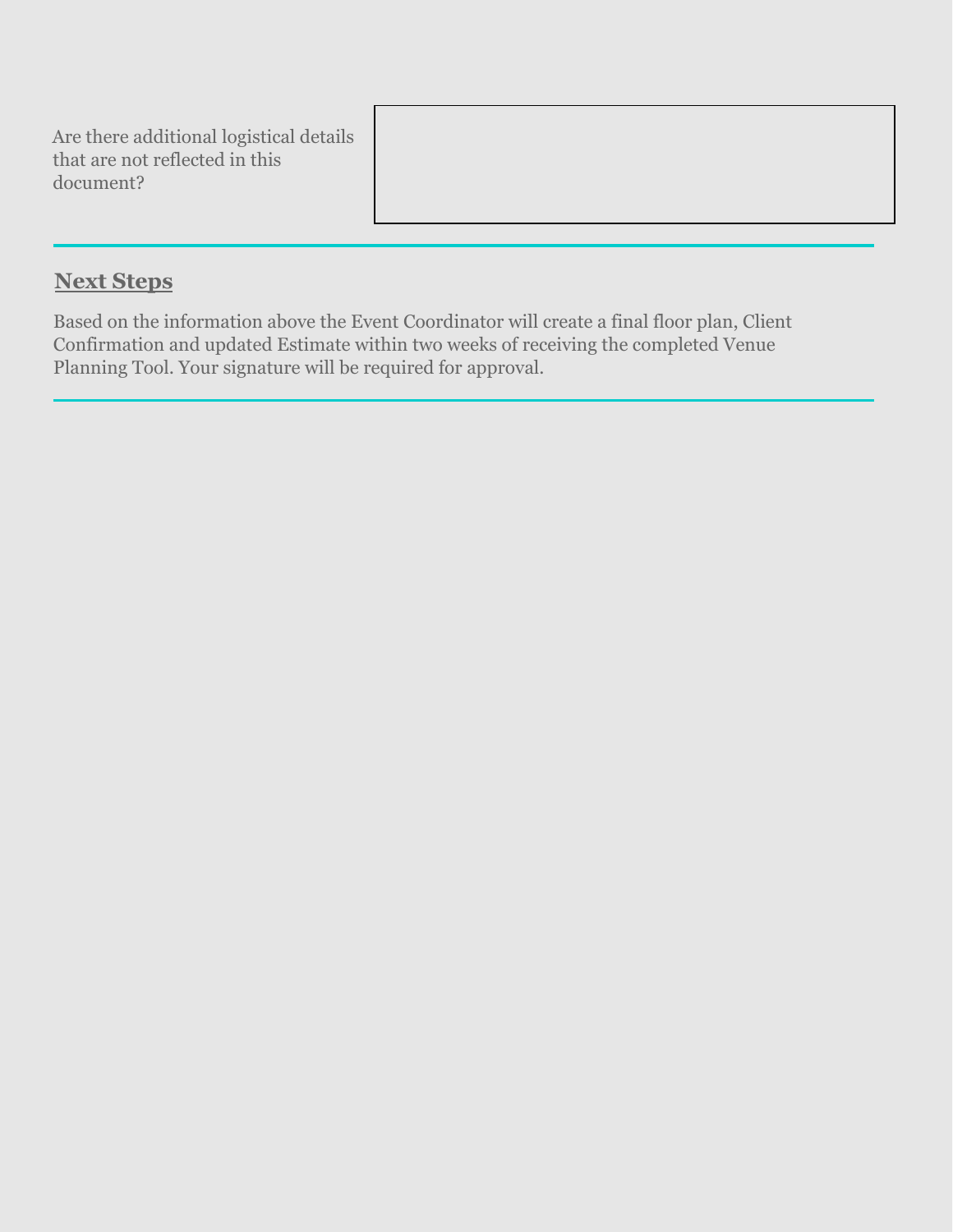| | |
| --- | --- |
| Are there additional logistical details that are not reflected in this document? | |

---

## Next Steps

Based on the information above the Event Coordinator will create a final floor plan, Client Confirmation and updated Estimate within two weeks of receiving the completed Venue Planning Tool. Your signature will be required for approval.

---